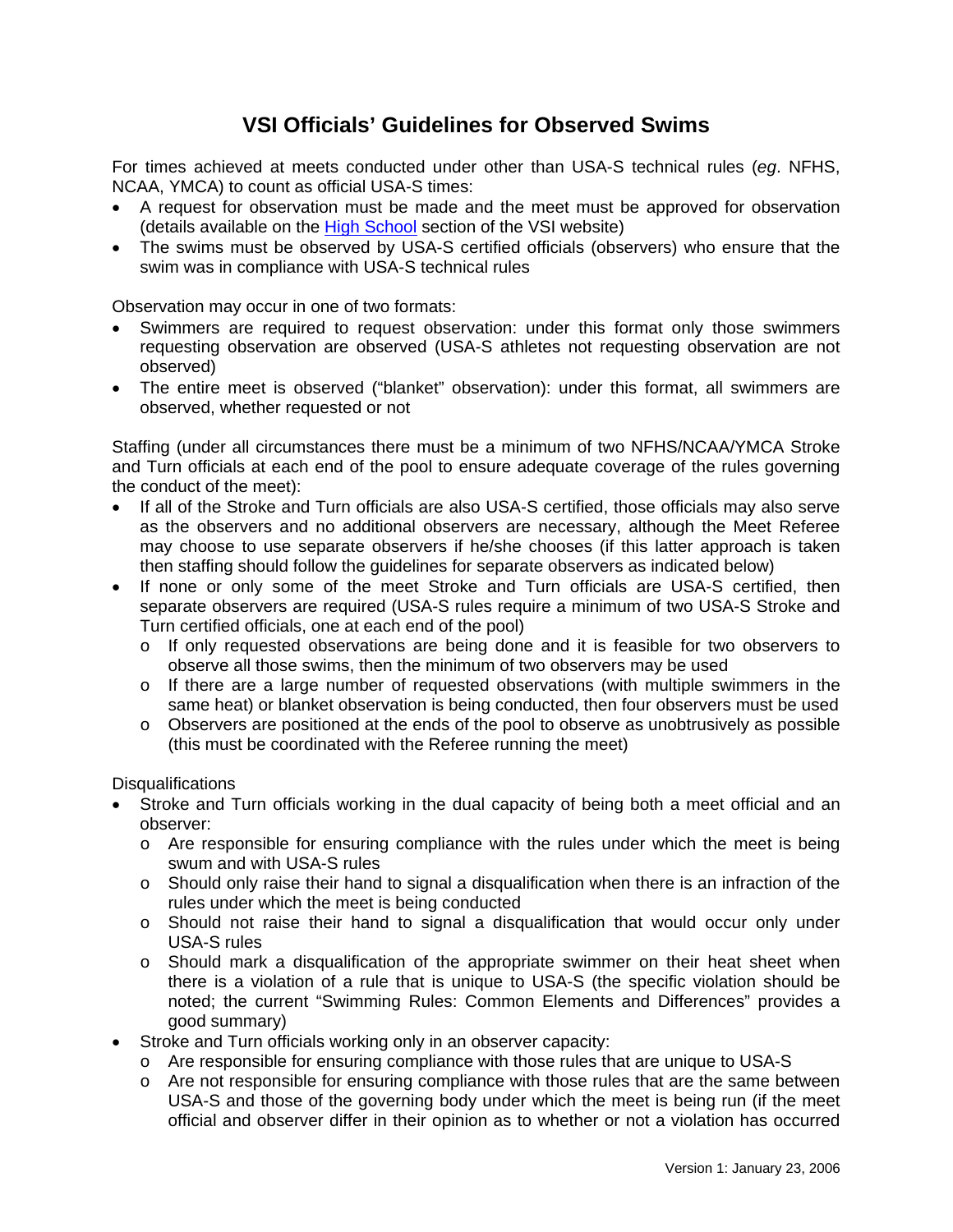# VSI Officials' Guidelines for Observed Swims

For times achieved at meets conducted under other than USA-S technical rules (*eg*. NFHS, NCAA, YMCA) to count as official USA-S times:

- A request for observation must be made and the meet must be approved for observation (details available on the [High School](#) section of the VSI website)
- The swims must be observed by USA-S certified officials (observers) who ensure that the swim was in compliance with USA-S technical rules

Observation may occur in one of two formats:

- Swimmers are required to request observation: under this format only those swimmers requesting observation are observed (USA-S athletes not requesting observation are not observed)
- The entire meet is observed ("blanket" observation): under this format, all swimmers are observed, whether requested or not

Staffing (under all circumstances there must be a minimum of two NFHS/NCAA/YMCA Stroke and Turn officials at each end of the pool to ensure adequate coverage of the rules governing the conduct of the meet):

- If all of the Stroke and Turn officials are also USA-S certified, those officials may also serve as the observers and no additional observers are necessary, although the Meet Referee may choose to use separate observers if he/she chooses (if this latter approach is taken then staffing should follow the guidelines for separate observers as indicated below)
- If none or only some of the meet Stroke and Turn officials are USA-S certified, then separate observers are required (USA-S rules require a minimum of two USA-S Stroke and Turn certified officials, one at each end of the pool)
  - If only requested observations are being done and it is feasible for two observers to observe all those swims, then the minimum of two observers may be used
  - If there are a large number of requested observations (with multiple swimmers in the same heat) or blanket observation is being conducted, then four observers must be used
  - Observers are positioned at the ends of the pool to observe as unobtrusively as possible (this must be coordinated with the Referee running the meet)

Disqualifications

- Stroke and Turn officials working in the dual capacity of being both a meet official and an observer:
  - Are responsible for ensuring compliance with the rules under which the meet is being swum and with USA-S rules
  - Should only raise their hand to signal a disqualification when there is an infraction of the rules under which the meet is being conducted
  - Should not raise their hand to signal a disqualification that would occur only under USA-S rules
  - Should mark a disqualification of the appropriate swimmer on their heat sheet when there is a violation of a rule that is unique to USA-S (the specific violation should be noted; the current "Swimming Rules: Common Elements and Differences" provides a good summary)
- Stroke and Turn officials working only in an observer capacity:
  - Are responsible for ensuring compliance with those rules that are unique to USA-S
  - Are not responsible for ensuring compliance with those rules that are the same between USA-S and those of the governing body under which the meet is being run (if the meet official and observer differ in their opinion as to whether or not a violation has occurred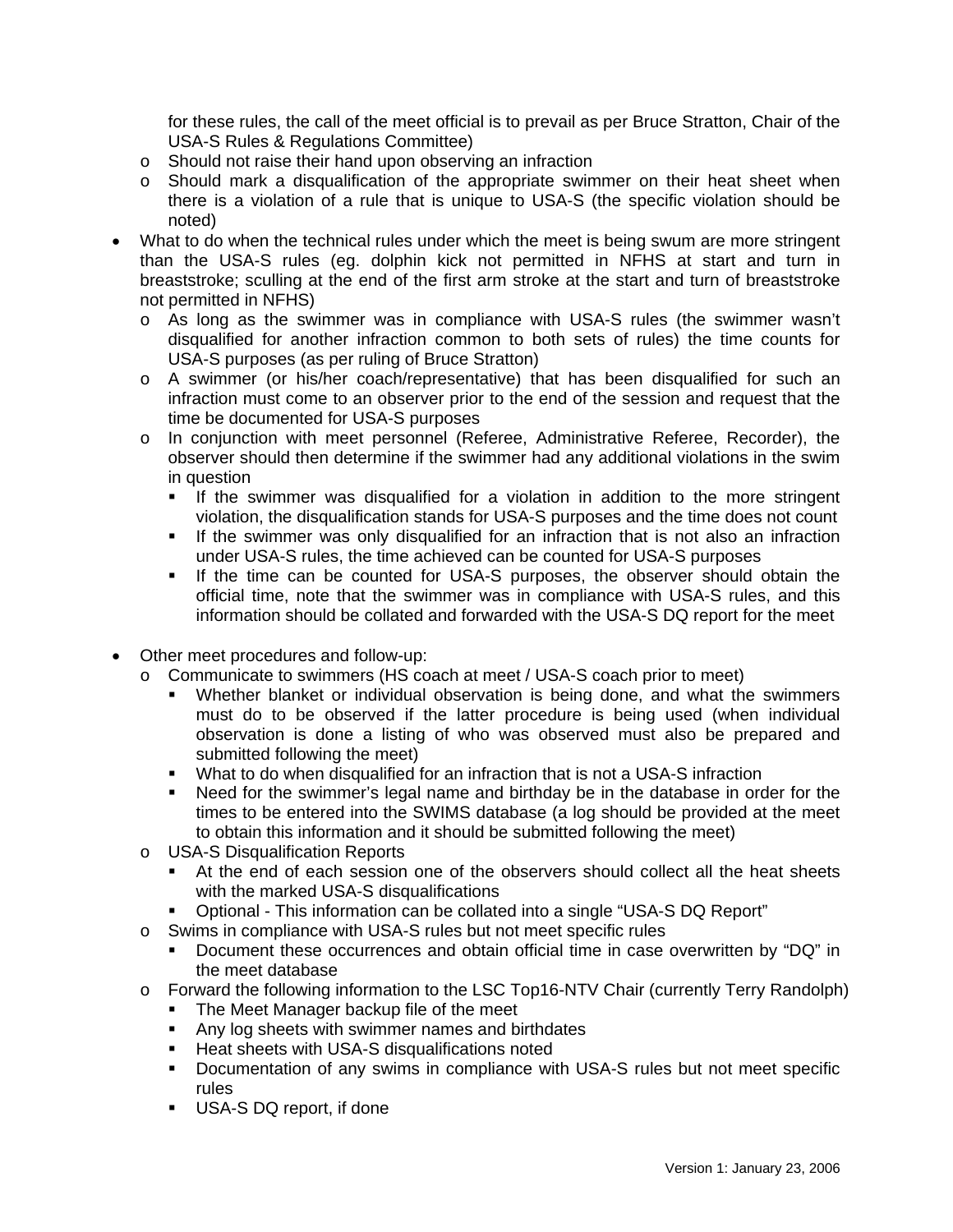for these rules, the call of the meet official is to prevail as per Bruce Stratton, Chair of the USA-S Rules & Regulations Committee)
  - Should not raise their hand upon observing an infraction
  - Should mark a disqualification of the appropriate swimmer on their heat sheet when there is a violation of a rule that is unique to USA-S (the specific violation should be noted)
- What to do when the technical rules under which the meet is being swum are more stringent than the USA-S rules (eg. dolphin kick not permitted in NFHS at start and turn in breaststroke; sculling at the end of the first arm stroke at the start and turn of breaststroke not permitted in NFHS)
  - As long as the swimmer was in compliance with USA-S rules (the swimmer wasn't disqualified for another infraction common to both sets of rules) the time counts for USA-S purposes (as per ruling of Bruce Stratton)
  - A swimmer (or his/her coach/representative) that has been disqualified for such an infraction must come to an observer prior to the end of the session and request that the time be documented for USA-S purposes
  - In conjunction with meet personnel (Referee, Administrative Referee, Recorder), the observer should then determine if the swimmer had any additional violations in the swim in question
    - If the swimmer was disqualified for a violation in addition to the more stringent violation, the disqualification stands for USA-S purposes and the time does not count
    - If the swimmer was only disqualified for an infraction that is not also an infraction under USA-S rules, the time achieved can be counted for USA-S purposes
    - If the time can be counted for USA-S purposes, the observer should obtain the official time, note that the swimmer was in compliance with USA-S rules, and this information should be collated and forwarded with the USA-S DQ report for the meet

- Other meet procedures and follow-up:
  - Communicate to swimmers (HS coach at meet / USA-S coach prior to meet)
    - Whether blanket or individual observation is being done, and what the swimmers must do to be observed if the latter procedure is being used (when individual observation is done a listing of who was observed must also be prepared and submitted following the meet)
    - What to do when disqualified for an infraction that is not a USA-S infraction
    - Need for the swimmer's legal name and birthday be in the database in order for the times to be entered into the SWIMS database (a log should be provided at the meet to obtain this information and it should be submitted following the meet)
  - USA-S Disqualification Reports
    - At the end of each session one of the observers should collect all the heat sheets with the marked USA-S disqualifications
    - Optional - This information can be collated into a single "USA-S DQ Report"
  - Swims in compliance with USA-S rules but not meet specific rules
    - Document these occurrences and obtain official time in case overwritten by "DQ" in the meet database
  - Forward the following information to the LSC Top16-NTV Chair (currently Terry Randolph)
    - The Meet Manager backup file of the meet
    - Any log sheets with swimmer names and birthdates
    - Heat sheets with USA-S disqualifications noted
    - Documentation of any swims in compliance with USA-S rules but not meet specific rules
    - USA-S DQ report, if done

Version 1: January 23, 2006